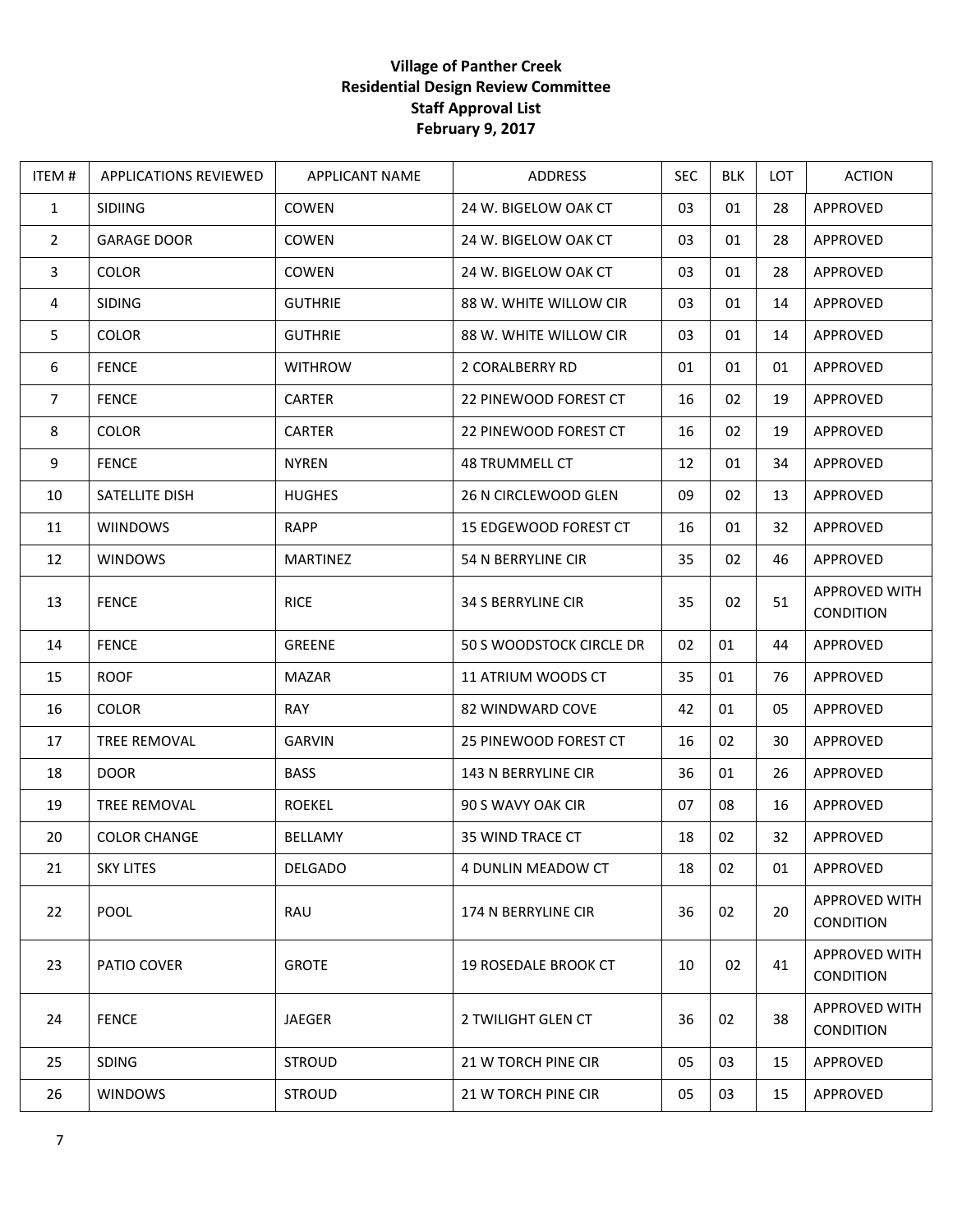**Village of Panther Creek**
**Residential Design Review Committee**
**Staff Approval List**
**February 9, 2017**

| ITEM # | APPLICATIONS REVIEWED | APPLICANT NAME | ADDRESS | SEC | BLK | LOT | ACTION |
|---|---|---|---|---|---|---|---|
| 1 | SIDIING | COWEN | 24 W. BIGELOW OAK CT | 03 | 01 | 28 | APPROVED |
| 2 | GARAGE DOOR | COWEN | 24 W. BIGELOW OAK CT | 03 | 01 | 28 | APPROVED |
| 3 | COLOR | COWEN | 24 W. BIGELOW OAK CT | 03 | 01 | 28 | APPROVED |
| 4 | SIDING | GUTHRIE | 88 W. WHITE WILLOW CIR | 03 | 01 | 14 | APPROVED |
| 5 | COLOR | GUTHRIE | 88 W. WHITE WILLOW CIR | 03 | 01 | 14 | APPROVED |
| 6 | FENCE | WITHROW | 2 CORALBERRY RD | 01 | 01 | 01 | APPROVED |
| 7 | FENCE | CARTER | 22 PINEWOOD FOREST CT | 16 | 02 | 19 | APPROVED |
| 8 | COLOR | CARTER | 22 PINEWOOD FOREST CT | 16 | 02 | 19 | APPROVED |
| 9 | FENCE | NYREN | 48 TRUMMELL CT | 12 | 01 | 34 | APPROVED |
| 10 | SATELLITE DISH | HUGHES | 26 N CIRCLEWOOD GLEN | 09 | 02 | 13 | APPROVED |
| 11 | WIINDOWS | RAPP | 15 EDGEWOOD FOREST CT | 16 | 01 | 32 | APPROVED |
| 12 | WINDOWS | MARTINEZ | 54 N BERRYLINE CIR | 35 | 02 | 46 | APPROVED |
| 13 | FENCE | RICE | 34 S BERRYLINE CIR | 35 | 02 | 51 | APPROVED WITH CONDITION |
| 14 | FENCE | GREENE | 50 S WOODSTOCK CIRCLE DR | 02 | 01 | 44 | APPROVED |
| 15 | ROOF | MAZAR | 11 ATRIUM WOODS CT | 35 | 01 | 76 | APPROVED |
| 16 | COLOR | RAY | 82 WINDWARD COVE | 42 | 01 | 05 | APPROVED |
| 17 | TREE REMOVAL | GARVIN | 25 PINEWOOD FOREST CT | 16 | 02 | 30 | APPROVED |
| 18 | DOOR | BASS | 143 N BERRYLINE CIR | 36 | 01 | 26 | APPROVED |
| 19 | TREE REMOVAL | ROEKEL | 90 S WAVY OAK CIR | 07 | 08 | 16 | APPROVED |
| 20 | COLOR CHANGE | BELLAMY | 35 WIND TRACE CT | 18 | 02 | 32 | APPROVED |
| 21 | SKY LITES | DELGADO | 4 DUNLIN MEADOW CT | 18 | 02 | 01 | APPROVED |
| 22 | POOL | RAU | 174 N BERRYLINE CIR | 36 | 02 | 20 | APPROVED WITH CONDITION |
| 23 | PATIO COVER | GROTE | 19 ROSEDALE BROOK CT | 10 | 02 | 41 | APPROVED WITH CONDITION |
| 24 | FENCE | JAEGER | 2 TWILIGHT GLEN CT | 36 | 02 | 38 | APPROVED WITH CONDITION |
| 25 | SDING | STROUD | 21 W TORCH PINE CIR | 05 | 03 | 15 | APPROVED |
| 26 | WINDOWS | STROUD | 21 W TORCH PINE CIR | 05 | 03 | 15 | APPROVED |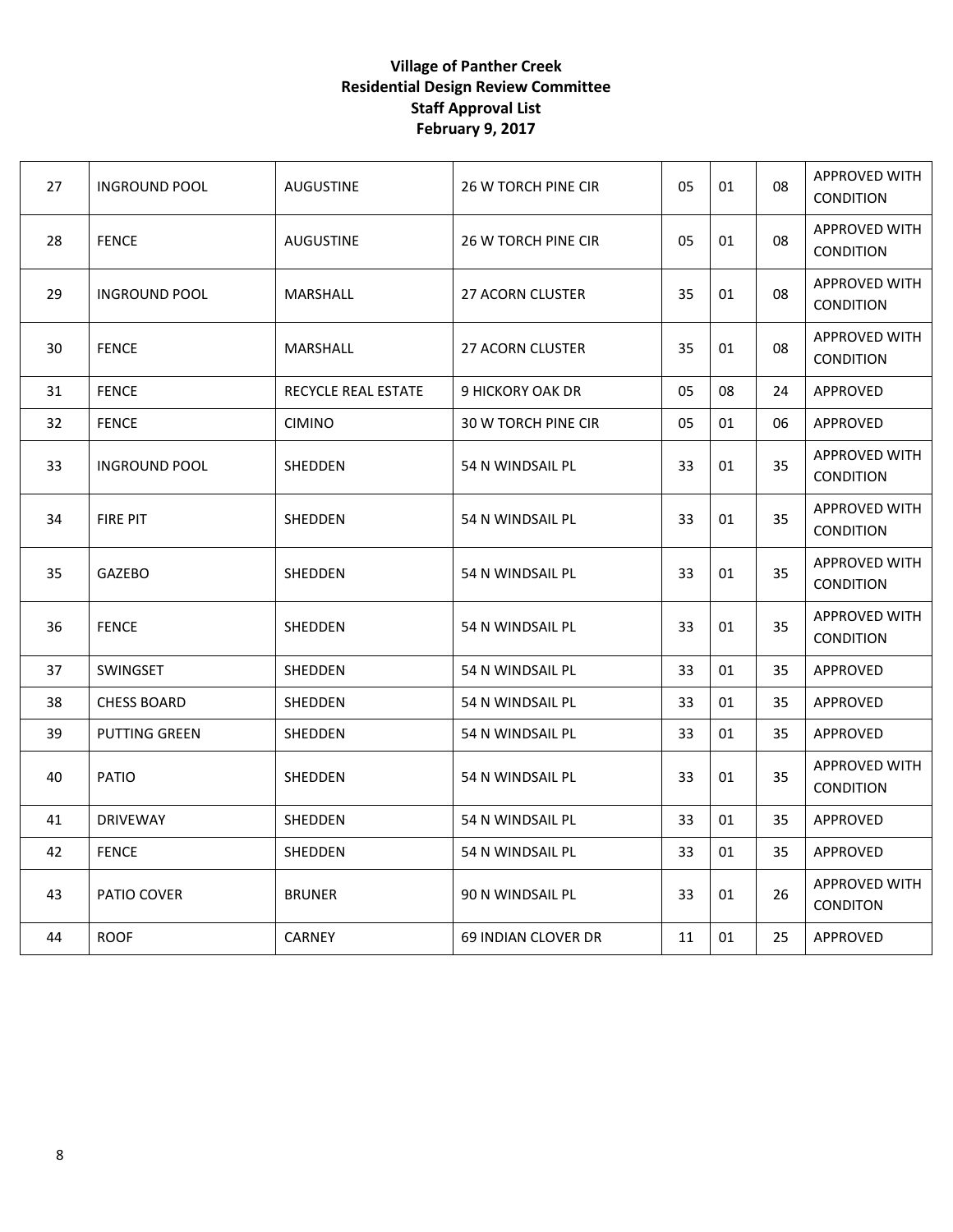**Village of Panther Creek**
**Residential Design Review Committee**
**Staff Approval List**
**February 9, 2017**

| | | | | | | | |
|---|---|---|---|---|---|---|---|
| 27 | INGROUND POOL | AUGUSTINE | 26 W TORCH PINE CIR | 05 | 01 | 08 | APPROVED WITH CONDITION |
| 28 | FENCE | AUGUSTINE | 26 W TORCH PINE CIR | 05 | 01 | 08 | APPROVED WITH CONDITION |
| 29 | INGROUND POOL | MARSHALL | 27 ACORN CLUSTER | 35 | 01 | 08 | APPROVED WITH CONDITION |
| 30 | FENCE | MARSHALL | 27 ACORN CLUSTER | 35 | 01 | 08 | APPROVED WITH CONDITION |
| 31 | FENCE | RECYCLE REAL ESTATE | 9 HICKORY OAK DR | 05 | 08 | 24 | APPROVED |
| 32 | FENCE | CIMINO | 30 W TORCH PINE CIR | 05 | 01 | 06 | APPROVED |
| 33 | INGROUND POOL | SHEDDEN | 54 N WINDSAIL PL | 33 | 01 | 35 | APPROVED WITH CONDITION |
| 34 | FIRE PIT | SHEDDEN | 54 N WINDSAIL PL | 33 | 01 | 35 | APPROVED WITH CONDITION |
| 35 | GAZEBO | SHEDDEN | 54 N WINDSAIL PL | 33 | 01 | 35 | APPROVED WITH CONDITION |
| 36 | FENCE | SHEDDEN | 54 N WINDSAIL PL | 33 | 01 | 35 | APPROVED WITH CONDITION |
| 37 | SWINGSET | SHEDDEN | 54 N WINDSAIL PL | 33 | 01 | 35 | APPROVED |
| 38 | CHESS BOARD | SHEDDEN | 54 N WINDSAIL PL | 33 | 01 | 35 | APPROVED |
| 39 | PUTTING GREEN | SHEDDEN | 54 N WINDSAIL PL | 33 | 01 | 35 | APPROVED |
| 40 | PATIO | SHEDDEN | 54 N WINDSAIL PL | 33 | 01 | 35 | APPROVED WITH CONDITION |
| 41 | DRIVEWAY | SHEDDEN | 54 N WINDSAIL PL | 33 | 01 | 35 | APPROVED |
| 42 | FENCE | SHEDDEN | 54 N WINDSAIL PL | 33 | 01 | 35 | APPROVED |
| 43 | PATIO COVER | BRUNER | 90 N WINDSAIL PL | 33 | 01 | 26 | APPROVED WITH CONDITON |
| 44 | ROOF | CARNEY | 69 INDIAN CLOVER DR | 11 | 01 | 25 | APPROVED |